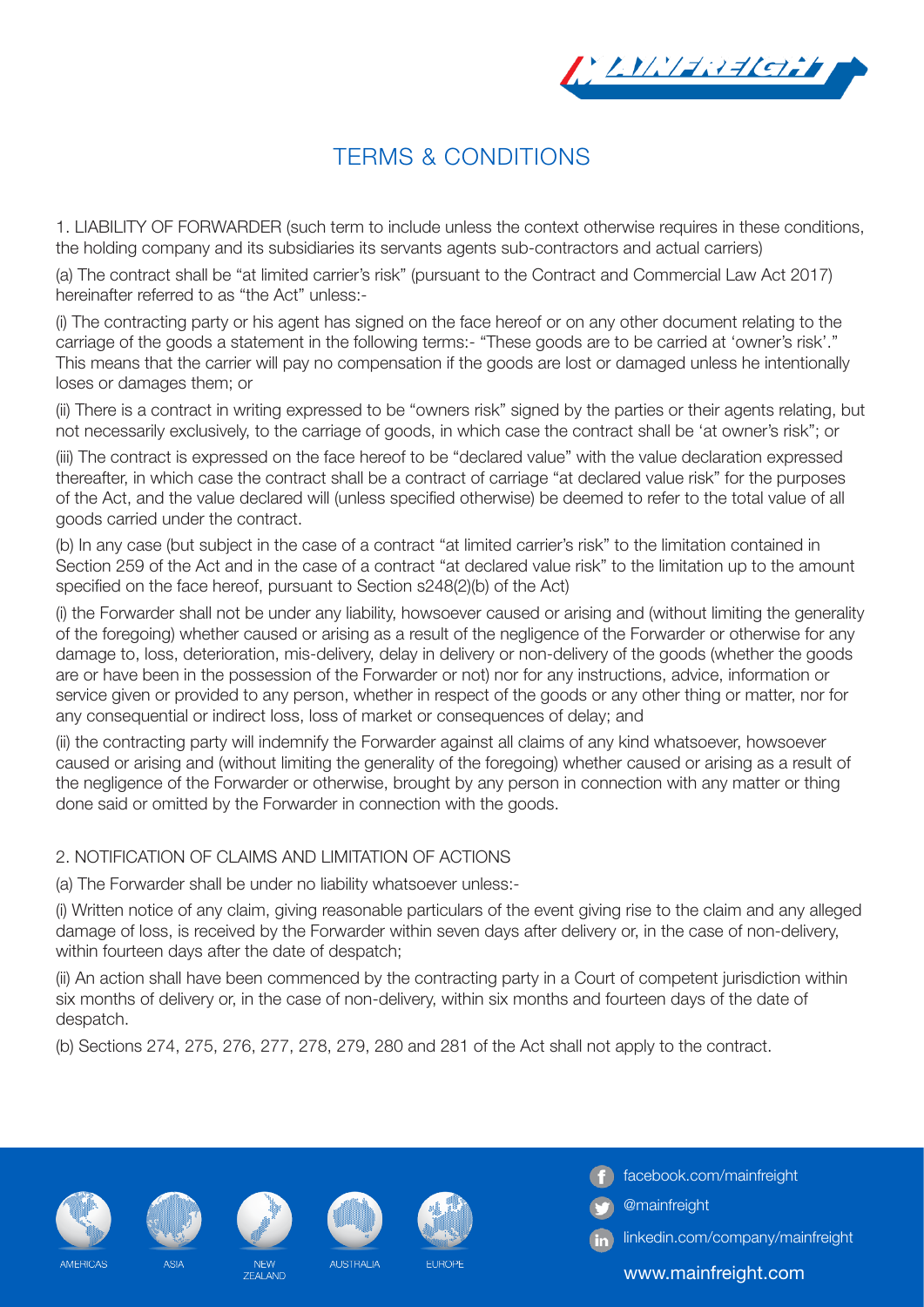# TERMS & CONDITIONS

1. LIABILITY OF FORWARDER (such term to include unless the context otherwise requires in these conditions, the holding company and its subsidiaries its servants agents sub-contractors and actual carriers)

(a) The contract shall be "at limited carrier's risk" (pursuant to the Contract and Commercial Law Act 2017) hereinafter referred to as "the Act" unless:-

(i) The contracting party or his agent has signed on the face hereof or on any other document relating to the carriage of the goods a statement in the following terms:- "These goods are to be carried at 'owner's risk'." This means that the carrier will pay no compensation if the goods are lost or damaged unless he intentionally loses or damages them; or

(ii) There is a contract in writing expressed to be "owners risk" signed by the parties or their agents relating, but not necessarily exclusively, to the carriage of goods, in which case the contract shall be 'at owner's risk'; or

(iii) The contract is expressed on the face hereof to be "declared value" with the value declaration expressed thereafter, in which case the contract shall be a contract of carriage "at declared value risk" for the purposes of the Act, and the value declared will (unless specified otherwise) be deemed to refer to the total value of all goods carried under the contract.

(b) In any case (but subject in the case of a contract "at limited carrier's risk" to the limitation contained in Section 259 of the Act and in the case of a contract "at declared value risk" to the limitation up to the amount specified on the face hereof, pursuant to Section s248(2)(b) of the Act)

(i) the Forwarder shall not be under any liability, howsoever caused or arising and (without limiting the generality of the foregoing) whether caused or arising as a result of the negligence of the Forwarder or otherwise for any damage to, loss, deterioration, mis-delivery, delay in delivery or non-delivery of the goods (whether the goods are or have been in the possession of the Forwarder or not) nor for any instructions, advice, information or service given or provided to any person, whether in respect of the goods or any other thing or matter, nor for any consequential or indirect loss, loss of market or consequences of delay; and

(ii) the contracting party will indemnify the Forwarder against all claims of any kind whatsoever, howsoever caused or arising and (without limiting the generality of the foregoing) whether caused or arising as a result of the negligence of the Forwarder or otherwise, brought by any person in connection with any matter or thing done said or omitted by the Forwarder in connection with the goods.

2. NOTIFICATION OF CLAIMS AND LIMITATION OF ACTIONS

(a) The Forwarder shall be under no liability whatsoever unless:-

(i) Written notice of any claim, giving reasonable particulars of the event giving rise to the claim and any alleged damage of loss, is received by the Forwarder within seven days after delivery or, in the case of non-delivery, within fourteen days after the date of despatch;

(ii) An action shall have been commenced by the contracting party in a Court of competent jurisdiction within six months of delivery or, in the case of non-delivery, within six months and fourteen days of the date of despatch.

(b) Sections 274, 275, 276, 277, 278, 279, 280 and 281 of the Act shall not apply to the contract.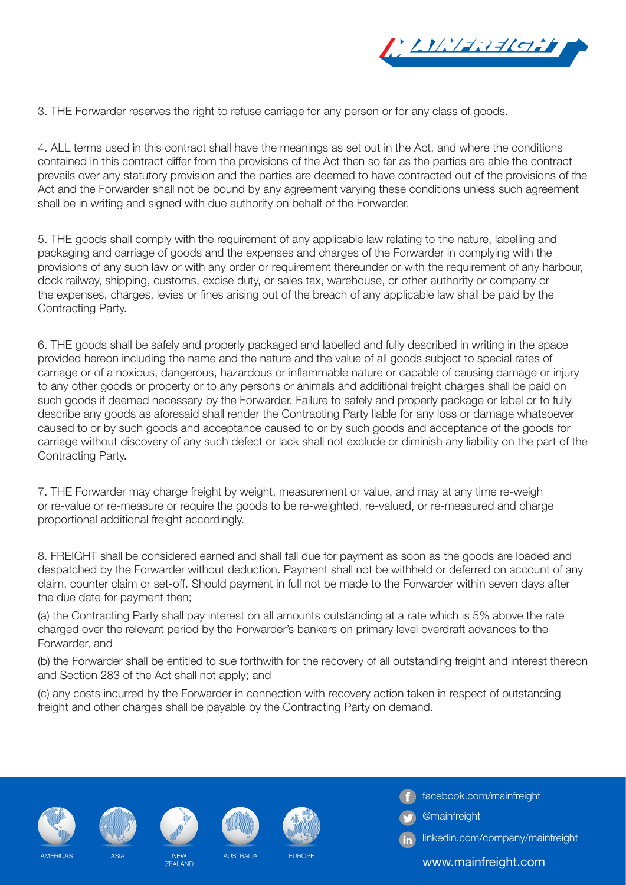3. THE Forwarder reserves the right to refuse carriage for any person or for any class of goods.

4. ALL terms used in this contract shall have the meanings as set out in the Act, and where the conditions contained in this contract differ from the provisions of the Act then so far as the parties are able the contract prevails over any statutory provision and the parties are deemed to have contracted out of the provisions of the Act and the Forwarder shall not be bound by any agreement varying these conditions unless such agreement shall be in writing and signed with due authority on behalf of the Forwarder.

5. THE goods shall comply with the requirement of any applicable law relating to the nature, labelling and packaging and carriage of goods and the expenses and charges of the Forwarder in complying with the provisions of any such law or with any order or requirement thereunder or with the requirement of any harbour, dock railway, shipping, customs, excise duty, or sales tax, warehouse, or other authority or company or the expenses, charges, levies or fines arising out of the breach of any applicable law shall be paid by the Contracting Party.

6. THE goods shall be safely and properly packaged and labelled and fully described in writing in the space provided hereon including the name and the nature and the value of all goods subject to special rates of carriage or of a noxious, dangerous, hazardous or inflammable nature or capable of causing damage or injury to any other goods or property or to any persons or animals and additional freight charges shall be paid on such goods if deemed necessary by the Forwarder. Failure to safely and properly package or label or to fully describe any goods as aforesaid shall render the Contracting Party liable for any loss or damage whatsoever caused to or by such goods and acceptance caused to or by such goods and acceptance of the goods for carriage without discovery of any such defect or lack shall not exclude or diminish any liability on the part of the Contracting Party.

7. THE Forwarder may charge freight by weight, measurement or value, and may at any time re-weigh or re-value or re-measure or require the goods to be re-weighted, re-valued, or re-measured and charge proportional additional freight accordingly.

8. FREIGHT shall be considered earned and shall fall due for payment as soon as the goods are loaded and despatched by the Forwarder without deduction. Payment shall not be withheld or deferred on account of any claim, counter claim or set-off. Should payment in full not be made to the Forwarder within seven days after the due date for payment then;

(a) the Contracting Party shall pay interest on all amounts outstanding at a rate which is 5% above the rate charged over the relevant period by the Forwarder's bankers on primary level overdraft advances to the Forwarder, and

(b) the Forwarder shall be entitled to sue forthwith for the recovery of all outstanding freight and interest thereon and Section 283 of the Act shall not apply; and

(c) any costs incurred by the Forwarder in connection with recovery action taken in respect of outstanding freight and other charges shall be payable by the Contracting Party on demand.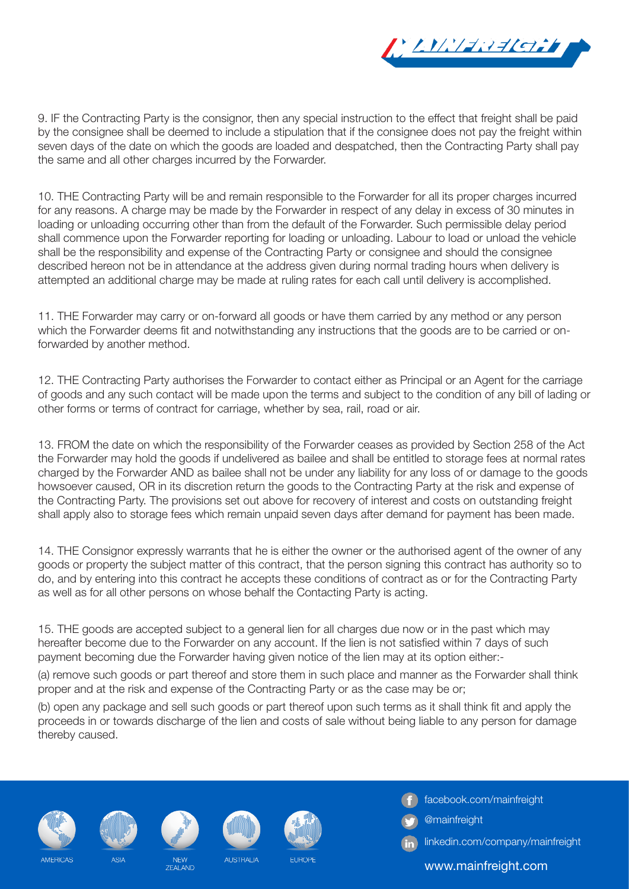9. IF the Contracting Party is the consignor, then any special instruction to the effect that freight shall be paid by the consignee shall be deemed to include a stipulation that if the consignee does not pay the freight within seven days of the date on which the goods are loaded and despatched, then the Contracting Party shall pay the same and all other charges incurred by the Forwarder.

10. THE Contracting Party will be and remain responsible to the Forwarder for all its proper charges incurred for any reasons. A charge may be made by the Forwarder in respect of any delay in excess of 30 minutes in loading or unloading occurring other than from the default of the Forwarder. Such permissible delay period shall commence upon the Forwarder reporting for loading or unloading. Labour to load or unload the vehicle shall be the responsibility and expense of the Contracting Party or consignee and should the consignee described hereon not be in attendance at the address given during normal trading hours when delivery is attempted an additional charge may be made at ruling rates for each call until delivery is accomplished.

11. THE Forwarder may carry or on-forward all goods or have them carried by any method or any person which the Forwarder deems fit and notwithstanding any instructions that the goods are to be carried or on-forwarded by another method.

12. THE Contracting Party authorises the Forwarder to contact either as Principal or an Agent for the carriage of goods and any such contact will be made upon the terms and subject to the condition of any bill of lading or other forms or terms of contract for carriage, whether by sea, rail, road or air.

13. FROM the date on which the responsibility of the Forwarder ceases as provided by Section 258 of the Act the Forwarder may hold the goods if undelivered as bailee and shall be entitled to storage fees at normal rates charged by the Forwarder AND as bailee shall not be under any liability for any loss of or damage to the goods howsoever caused, OR in its discretion return the goods to the Contracting Party at the risk and expense of the Contracting Party. The provisions set out above for recovery of interest and costs on outstanding freight shall apply also to storage fees which remain unpaid seven days after demand for payment has been made.

14. THE Consignor expressly warrants that he is either the owner or the authorised agent of the owner of any goods or property the subject matter of this contract, that the person signing this contract has authority so to do, and by entering into this contract he accepts these conditions of contract as or for the Contracting Party as well as for all other persons on whose behalf the Contacting Party is acting.

15. THE goods are accepted subject to a general lien for all charges due now or in the past which may hereafter become due to the Forwarder on any account. If the lien is not satisfied within 7 days of such payment becoming due the Forwarder having given notice of the lien may at its option either:-

(a) remove such goods or part thereof and store them in such place and manner as the Forwarder shall think proper and at the risk and expense of the Contracting Party or as the case may be or;

(b) open any package and sell such goods or part thereof upon such terms as it shall think fit and apply the proceeds in or towards discharge of the lien and costs of sale without being liable to any person for damage thereby caused.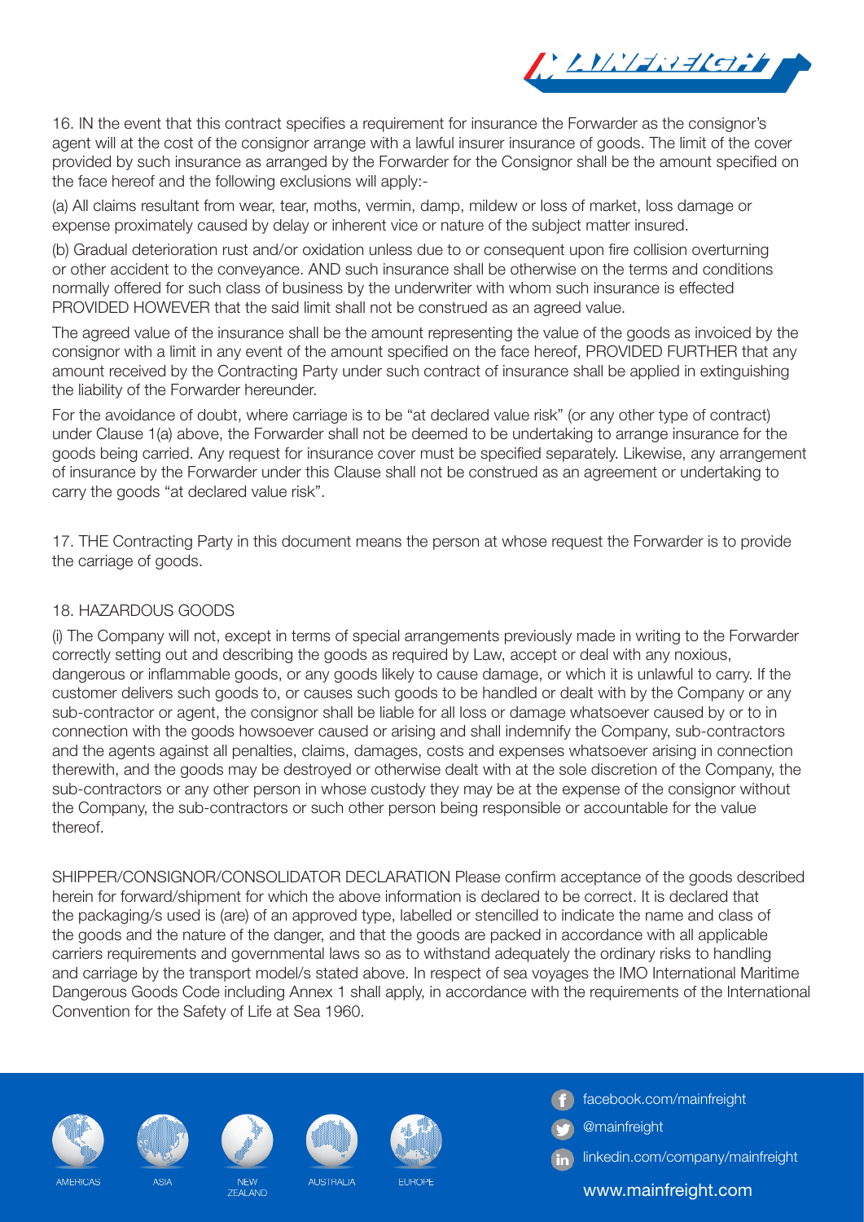16. IN the event that this contract specifies a requirement for insurance the Forwarder as the consignor's agent will at the cost of the consignor arrange with a lawful insurer insurance of goods. The limit of the cover provided by such insurance as arranged by the Forwarder for the Consignor shall be the amount specified on the face hereof and the following exclusions will apply:-

(a) All claims resultant from wear, tear, moths, vermin, damp, mildew or loss of market, loss damage or expense proximately caused by delay or inherent vice or nature of the subject matter insured.

(b) Gradual deterioration rust and/or oxidation unless due to or consequent upon fire collision overturning or other accident to the conveyance. AND such insurance shall be otherwise on the terms and conditions normally offered for such class of business by the underwriter with whom such insurance is effected PROVIDED HOWEVER that the said limit shall not be construed as an agreed value.

The agreed value of the insurance shall be the amount representing the value of the goods as invoiced by the consignor with a limit in any event of the amount specified on the face hereof, PROVIDED FURTHER that any amount received by the Contracting Party under such contract of insurance shall be applied in extinguishing the liability of the Forwarder hereunder.

For the avoidance of doubt, where carriage is to be "at declared value risk" (or any other type of contract) under Clause 1(a) above, the Forwarder shall not be deemed to be undertaking to arrange insurance for the goods being carried. Any request for insurance cover must be specified separately. Likewise, any arrangement of insurance by the Forwarder under this Clause shall not be construed as an agreement or undertaking to carry the goods "at declared value risk".

17. THE Contracting Party in this document means the person at whose request the Forwarder is to provide the carriage of goods.

18. HAZARDOUS GOODS

(i) The Company will not, except in terms of special arrangements previously made in writing to the Forwarder correctly setting out and describing the goods as required by Law, accept or deal with any noxious, dangerous or inflammable goods, or any goods likely to cause damage, or which it is unlawful to carry. If the customer delivers such goods to, or causes such goods to be handled or dealt with by the Company or any sub-contractor or agent, the consignor shall be liable for all loss or damage whatsoever caused by or to in connection with the goods howsoever caused or arising and shall indemnify the Company, sub-contractors and the agents against all penalties, claims, damages, costs and expenses whatsoever arising in connection therewith, and the goods may be destroyed or otherwise dealt with at the sole discretion of the Company, the sub-contractors or any other person in whose custody they may be at the expense of the consignor without the Company, the sub-contractors or such other person being responsible or accountable for the value thereof.

SHIPPER/CONSIGNOR/CONSOLIDATOR DECLARATION Please confirm acceptance of the goods described herein for forward/shipment for which the above information is declared to be correct. It is declared that the packaging/s used is (are) of an approved type, labelled or stencilled to indicate the name and class of the goods and the nature of the danger, and that the goods are packed in accordance with all applicable carriers requirements and governmental laws so as to withstand adequately the ordinary risks to handling and carriage by the transport model/s stated above. In respect of sea voyages the IMO International Maritime Dangerous Goods Code including Annex 1 shall apply, in accordance with the requirements of the International Convention for the Safety of Life at Sea 1960.

AMERICAS ASIA NEW ZEALAND AUSTRALIA EUROPE

facebook.com/mainfreight

@mainfreight

linkedin.com/company/mainfreight

www.mainfreight.com